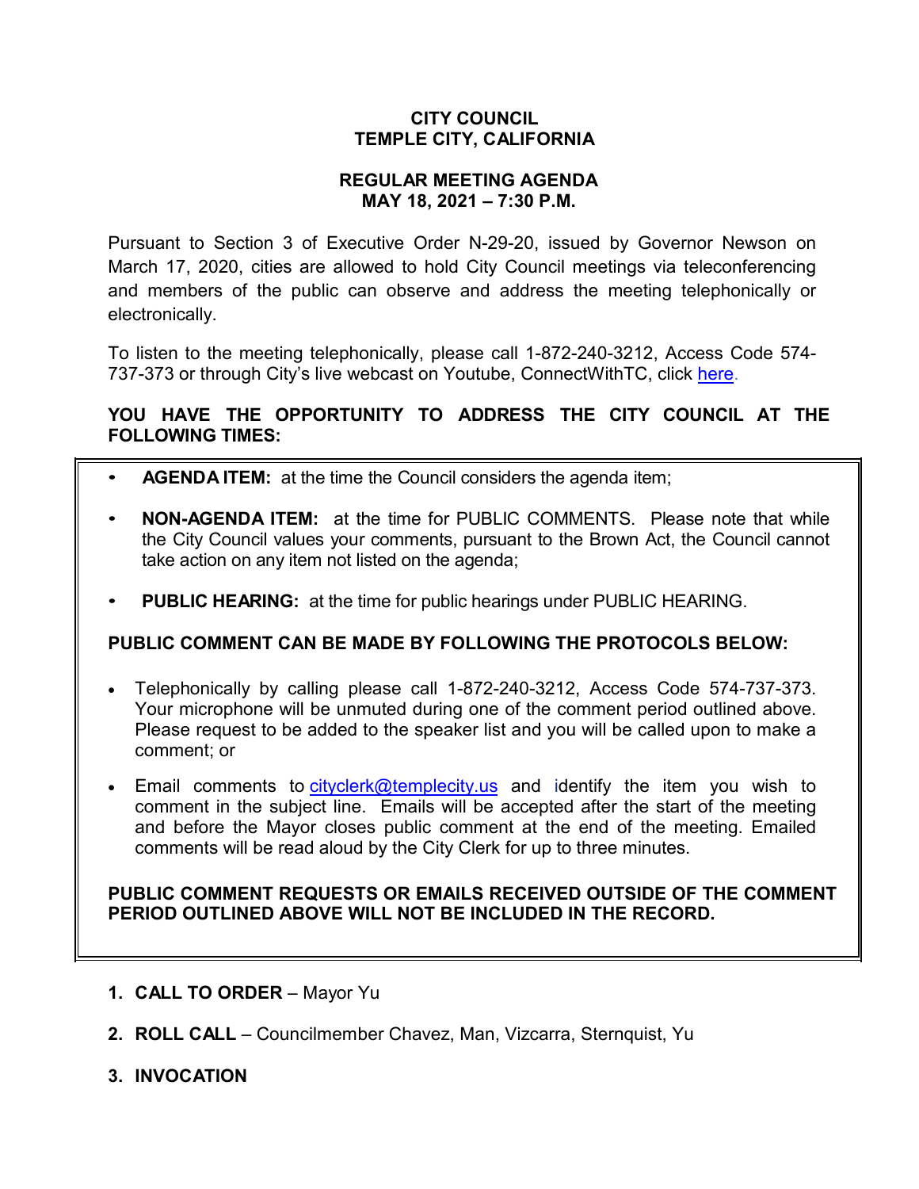**CITY COUNCIL**
**TEMPLE CITY, CALIFORNIA**

**REGULAR MEETING AGENDA**
**MAY 18, 2021 – 7:30 P.M.**

Pursuant to Section 3 of Executive Order N-29-20, issued by Governor Newson on March 17, 2020, cities are allowed to hold City Council meetings via teleconferencing and members of the public can observe and address the meeting telephonically or electronically.

To listen to the meeting telephonically, please call 1-872-240-3212, Access Code 574-737-373 or through City's live webcast on Youtube, ConnectWithTC, click here.

**YOU HAVE THE OPPORTUNITY TO ADDRESS THE CITY COUNCIL AT THE FOLLOWING TIMES:**

- **AGENDA ITEM:** at the time the Council considers the agenda item;
- **NON-AGENDA ITEM:** at the time for PUBLIC COMMENTS. Please note that while the City Council values your comments, pursuant to the Brown Act, the Council cannot take action on any item not listed on the agenda;
- **PUBLIC HEARING:** at the time for public hearings under PUBLIC HEARING.

**PUBLIC COMMENT CAN BE MADE BY FOLLOWING THE PROTOCOLS BELOW:**

- Telephonically by calling please call 1-872-240-3212, Access Code 574-737-373. Your microphone will be unmuted during one of the comment period outlined above. Please request to be added to the speaker list and you will be called upon to make a comment; or
- Email comments to cityclerk@templecity.us and identify the item you wish to comment in the subject line. Emails will be accepted after the start of the meeting and before the Mayor closes public comment at the end of the meeting. Emailed comments will be read aloud by the City Clerk for up to three minutes.

**PUBLIC COMMENT REQUESTS OR EMAILS RECEIVED OUTSIDE OF THE COMMENT PERIOD OUTLINED ABOVE WILL NOT BE INCLUDED IN THE RECORD.**

1. **CALL TO ORDER** – Mayor Yu
2. **ROLL CALL** – Councilmember Chavez, Man, Vizcarra, Sternquist, Yu
3. **INVOCATION**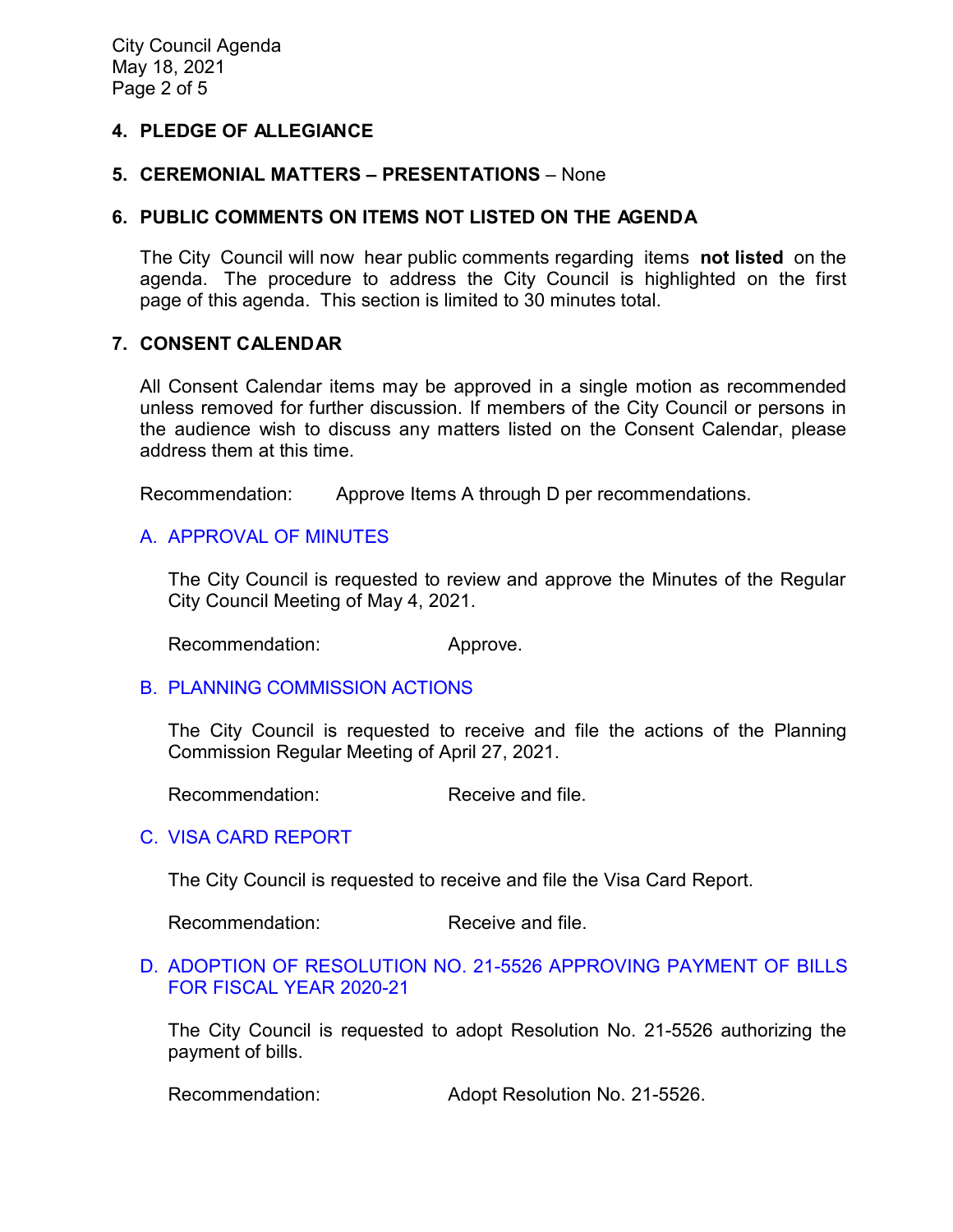## 4. PLEDGE OF ALLEGIANCE

## 5. CEREMONIAL MATTERS – PRESENTATIONS – None

## 6. PUBLIC COMMENTS ON ITEMS NOT LISTED ON THE AGENDA

The City Council will now hear public comments regarding items **not listed** on the agenda. The procedure to address the City Council is highlighted on the first page of this agenda. This section is limited to 30 minutes total.

## 7. CONSENT CALENDAR

All Consent Calendar items may be approved in a single motion as recommended unless removed for further discussion. If members of the City Council or persons in the audience wish to discuss any matters listed on the Consent Calendar, please address them at this time.

Recommendation: Approve Items A through D per recommendations.

### A. APPROVAL OF MINUTES

The City Council is requested to review and approve the Minutes of the Regular City Council Meeting of May 4, 2021.

Recommendation: Approve.

### B. PLANNING COMMISSION ACTIONS

The City Council is requested to receive and file the actions of the Planning Commission Regular Meeting of April 27, 2021.

Recommendation: Receive and file.

### C. VISA CARD REPORT

The City Council is requested to receive and file the Visa Card Report.

Recommendation: Receive and file.

### D. ADOPTION OF RESOLUTION NO. 21-5526 APPROVING PAYMENT OF BILLS FOR FISCAL YEAR 2020-21

The City Council is requested to adopt Resolution No. 21-5526 authorizing the payment of bills.

Recommendation: Adopt Resolution No. 21-5526.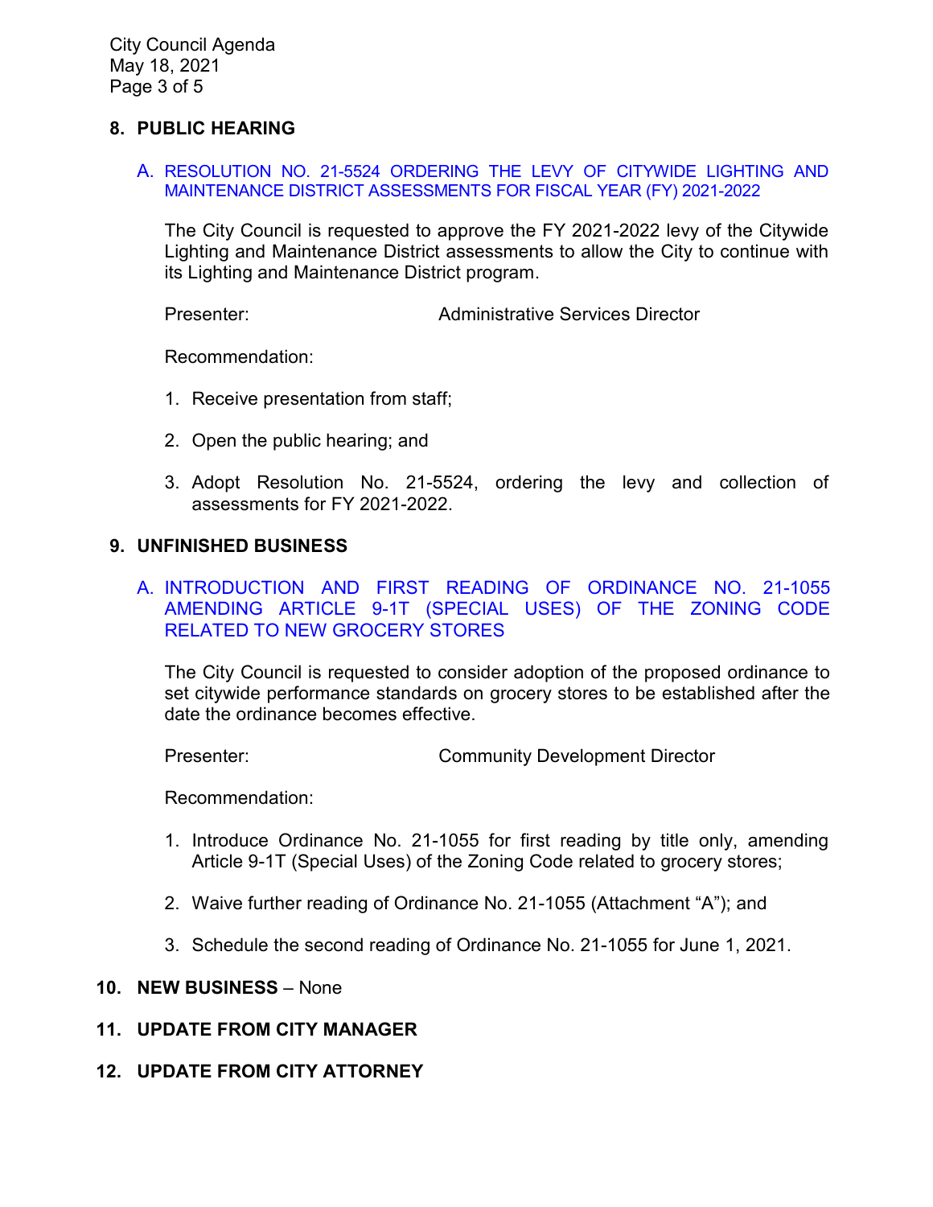## 8. PUBLIC HEARING

### A. RESOLUTION NO. 21-5524 ORDERING THE LEVY OF CITYWIDE LIGHTING AND MAINTENANCE DISTRICT ASSESSMENTS FOR FISCAL YEAR (FY) 2021-2022

The City Council is requested to approve the FY 2021-2022 levy of the Citywide Lighting and Maintenance District assessments to allow the City to continue with its Lighting and Maintenance District program.

Presenter: Administrative Services Director

Recommendation:

1. Receive presentation from staff;
2. Open the public hearing; and
3. Adopt Resolution No. 21-5524, ordering the levy and collection of assessments for FY 2021-2022.

## 9. UNFINISHED BUSINESS

### A. INTRODUCTION AND FIRST READING OF ORDINANCE NO. 21-1055 AMENDING ARTICLE 9-1T (SPECIAL USES) OF THE ZONING CODE RELATED TO NEW GROCERY STORES

The City Council is requested to consider adoption of the proposed ordinance to set citywide performance standards on grocery stores to be established after the date the ordinance becomes effective.

Presenter: Community Development Director

Recommendation:

1. Introduce Ordinance No. 21-1055 for first reading by title only, amending Article 9-1T (Special Uses) of the Zoning Code related to grocery stores;
2. Waive further reading of Ordinance No. 21-1055 (Attachment "A"); and
3. Schedule the second reading of Ordinance No. 21-1055 for June 1, 2021.

## 10. NEW BUSINESS – None

## 11. UPDATE FROM CITY MANAGER

## 12. UPDATE FROM CITY ATTORNEY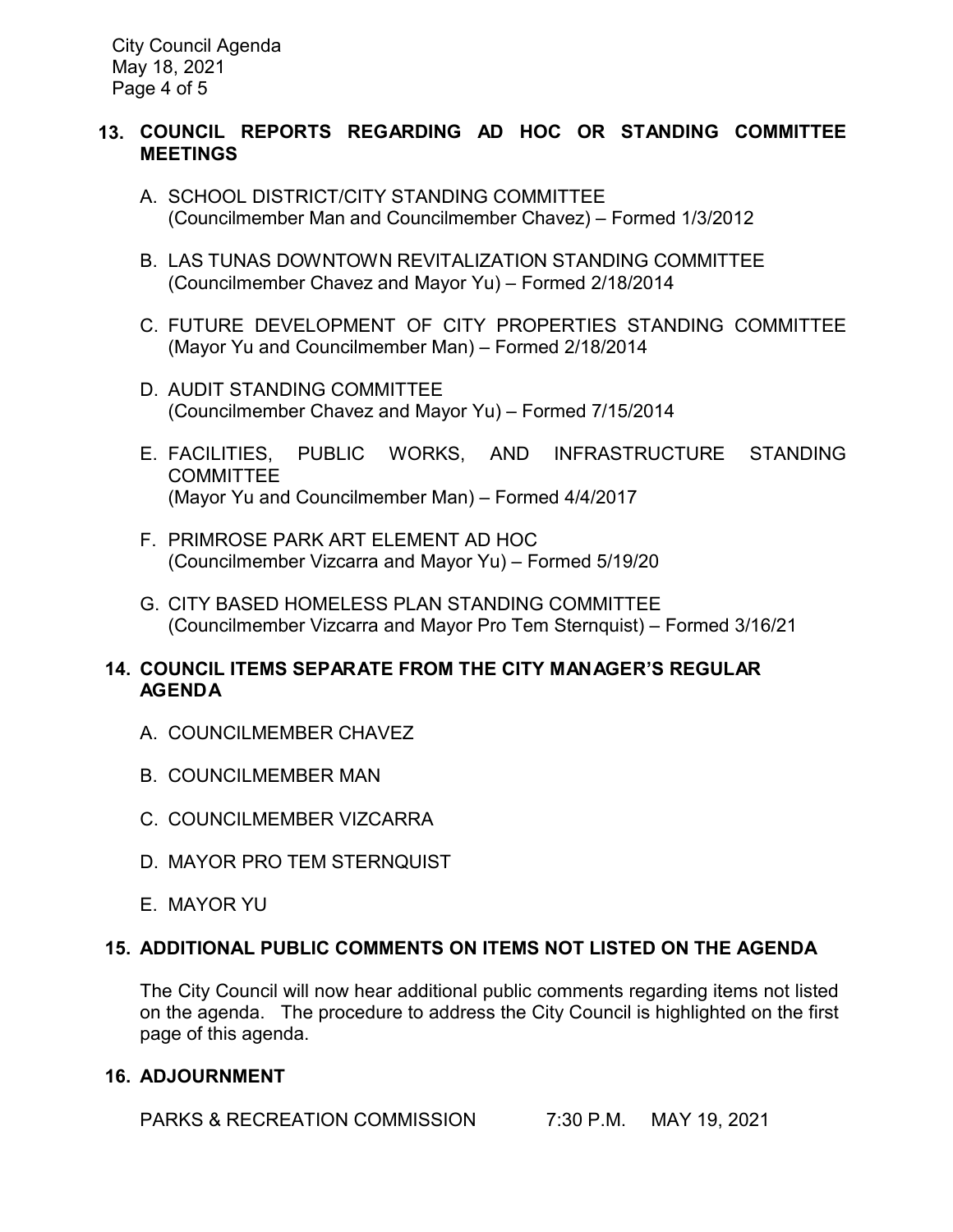## 13. COUNCIL REPORTS REGARDING AD HOC OR STANDING COMMITTEE MEETINGS

A. SCHOOL DISTRICT/CITY STANDING COMMITTEE
(Councilmember Man and Councilmember Chavez) – Formed 1/3/2012

B. LAS TUNAS DOWNTOWN REVITALIZATION STANDING COMMITTEE
(Councilmember Chavez and Mayor Yu) – Formed 2/18/2014

C. FUTURE DEVELOPMENT OF CITY PROPERTIES STANDING COMMITTEE
(Mayor Yu and Councilmember Man) – Formed 2/18/2014

D. AUDIT STANDING COMMITTEE
(Councilmember Chavez and Mayor Yu) – Formed 7/15/2014

E. FACILITIES, PUBLIC WORKS, AND INFRASTRUCTURE STANDING COMMITTEE
(Mayor Yu and Councilmember Man) – Formed 4/4/2017

F. PRIMROSE PARK ART ELEMENT AD HOC
(Councilmember Vizcarra and Mayor Yu) – Formed 5/19/20

G. CITY BASED HOMELESS PLAN STANDING COMMITTEE
(Councilmember Vizcarra and Mayor Pro Tem Sternquist) – Formed 3/16/21

## 14. COUNCIL ITEMS SEPARATE FROM THE CITY MANAGER'S REGULAR AGENDA

A. COUNCILMEMBER CHAVEZ

B. COUNCILMEMBER MAN

C. COUNCILMEMBER VIZCARRA

D. MAYOR PRO TEM STERNQUIST

E. MAYOR YU

## 15. ADDITIONAL PUBLIC COMMENTS ON ITEMS NOT LISTED ON THE AGENDA

The City Council will now hear additional public comments regarding items not listed on the agenda. The procedure to address the City Council is highlighted on the first page of this agenda.

## 16. ADJOURNMENT

PARKS & RECREATION COMMISSION 7:30 P.M. MAY 19, 2021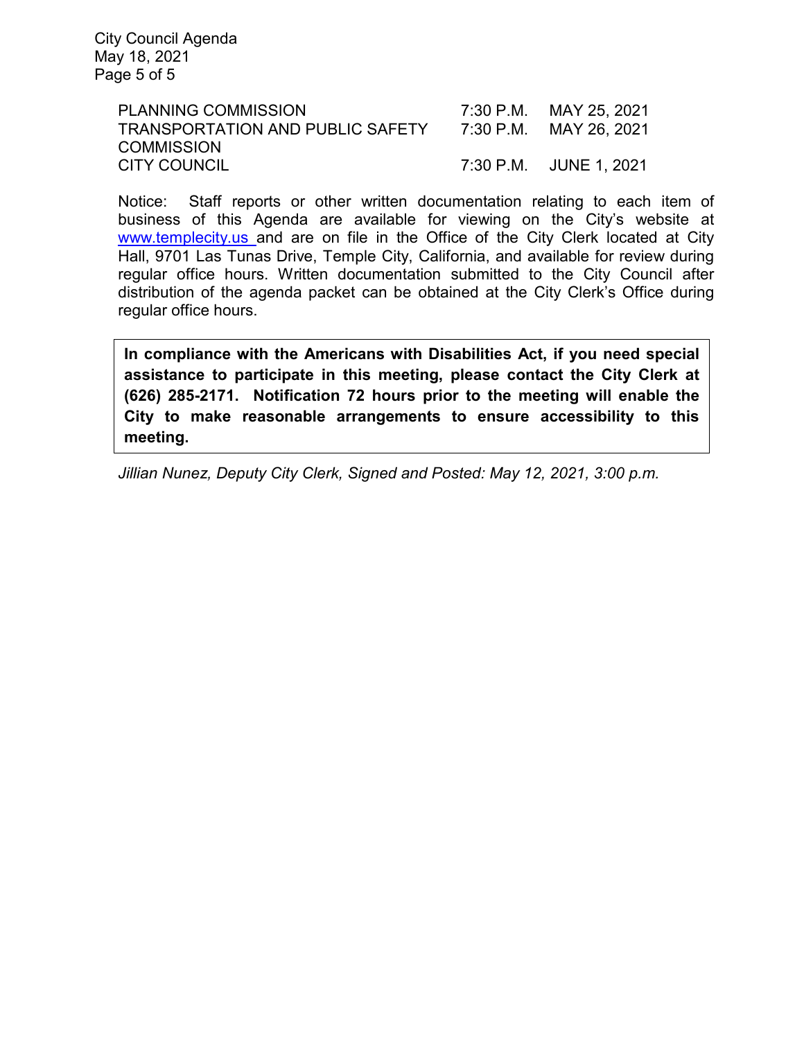| | | |
|---|---|---|
| PLANNING COMMISSION | 7:30 P.M. | MAY 25, 2021 |
| TRANSPORTATION AND PUBLIC SAFETY COMMISSION | 7:30 P.M. | MAY 26, 2021 |
| CITY COUNCIL | 7:30 P.M. | JUNE 1, 2021 |

Notice: Staff reports or other written documentation relating to each item of business of this Agenda are available for viewing on the City's website at www.templecity.us and are on file in the Office of the City Clerk located at City Hall, 9701 Las Tunas Drive, Temple City, California, and available for review during regular office hours. Written documentation submitted to the City Council after distribution of the agenda packet can be obtained at the City Clerk's Office during regular office hours.

**In compliance with the Americans with Disabilities Act, if you need special assistance to participate in this meeting, please contact the City Clerk at (626) 285-2171. Notification 72 hours prior to the meeting will enable the City to make reasonable arrangements to ensure accessibility to this meeting.**

*Jillian Nunez, Deputy City Clerk, Signed and Posted: May 12, 2021, 3:00 p.m.*